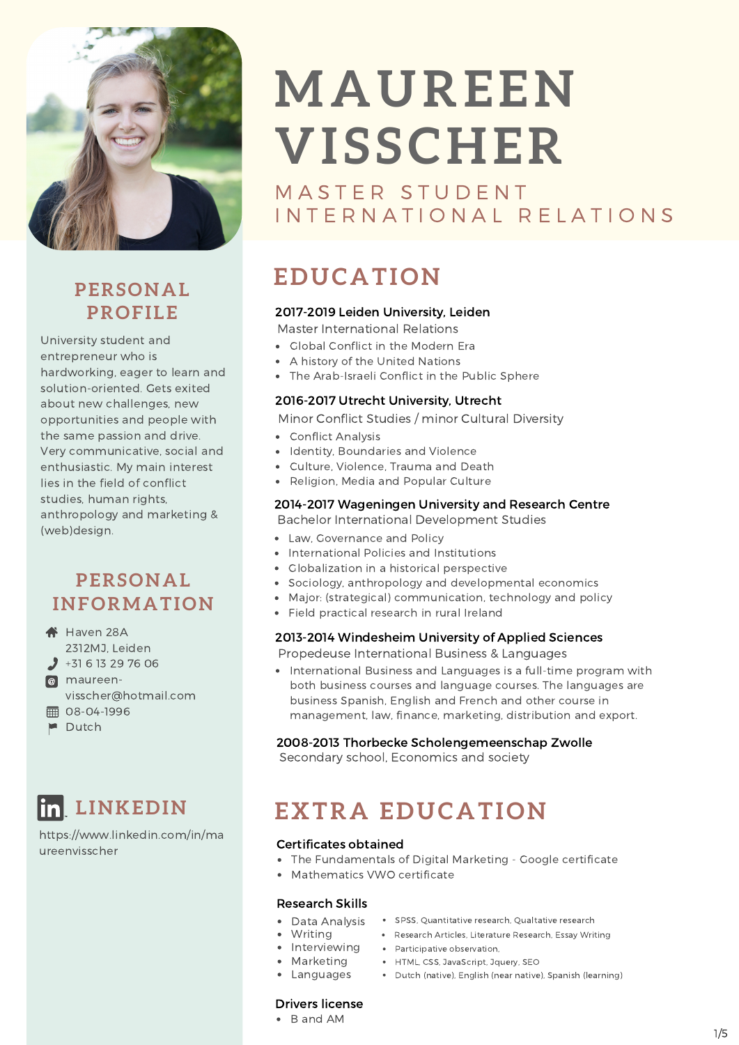# MAUREEN VISSCHER

## MASTER STUDENT INTERNATIONAL RELATIONS

## PERSONAL PROFILE

University student and entrepreneur who is hardworking, eager to learn and solution-oriented. Gets exited about new challenges, new opportunities and people with the same passion and drive. Very communicative, social and enthusiastic. My main interest lies in the field of conflict studies, human rights, anthropology and marketing & (web)design.

## PERSONAL INFORMATION

- Haven 28A 2312MJ, Leiden
- +31 6 13 29 76 06
- maureen-visscher@hotmail.com
- 08-04-1996
- Dutch

## LINKEDIN

https://www.linkedin.com/in/maureenvisscher

## EDUCATION

**2017-2019 Leiden University, Leiden**
Master International Relations

- Global Conflict in the Modern Era
- A history of the United Nations
- The Arab-Israeli Conflict in the Public Sphere

**2016-2017 Utrecht University, Utrecht**
Minor Conflict Studies / minor Cultural Diversity

- Conflict Analysis
- Identity, Boundaries and Violence
- Culture, Violence, Trauma and Death
- Religion, Media and Popular Culture

**2014-2017 Wageningen University and Research Centre**
Bachelor International Development Studies

- Law, Governance and Policy
- International Policies and Institutions
- Globalization in a historical perspective
- Sociology, anthropology and developmental economics
- Major: (strategical) communication, technology and policy
- Field practical research in rural Ireland

**2013-2014 Windesheim University of Applied Sciences**
Propedeuse International Business & Languages

- International Business and Languages is a full-time program with both business courses and language courses. The languages are business Spanish, English and French and other course in management, law, finance, marketing, distribution and export.

**2008-2013 Thorbecke Scholengemeenschap Zwolle**
Secondary school, Economics and society

## EXTRA EDUCATION

**Certificates obtained**

- The Fundamentals of Digital Marketing - Google certificate
- Mathematics VWO certificate

**Research Skills**

- Data Analysis
  - SPSS, Quantitative research, Qualtative research
- Writing
  - Research Articles, Literature Research, Essay Writing
- Interviewing
  - Participative observation.
- Marketing
  - HTML, CSS, JavaScript, Jquery, SEO
- Languages
  - Dutch (native), English (near native), Spanish (learning)

**Drivers license**

- B and AM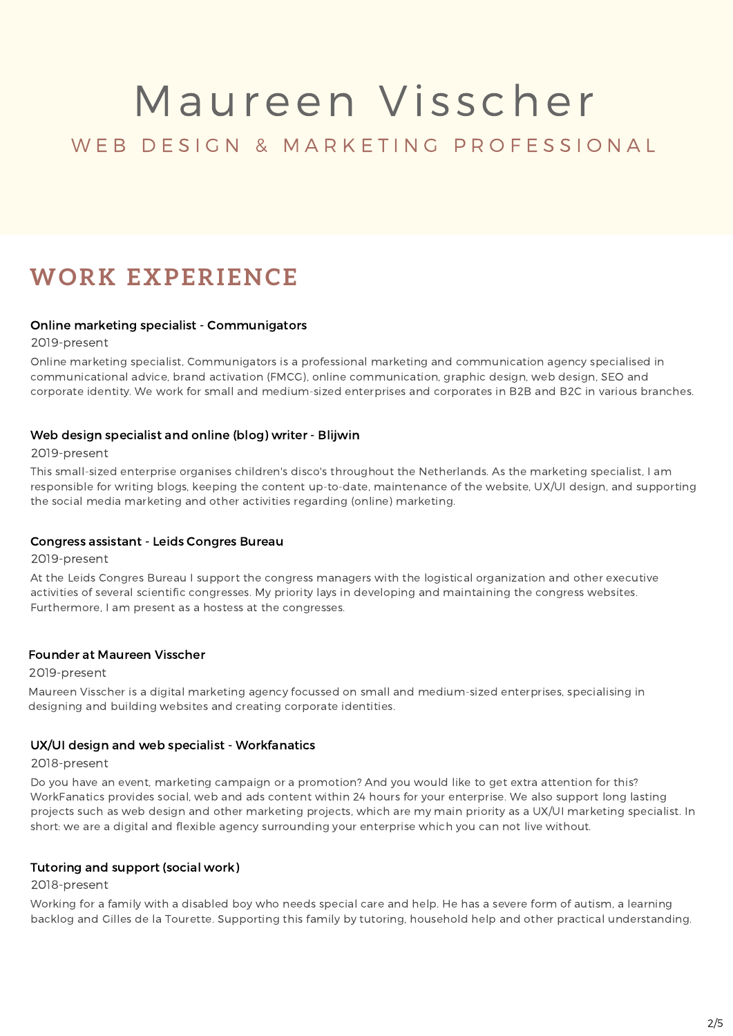# Maureen Visscher

WEB DESIGN & MARKETING PROFESSIONAL

## WORK EXPERIENCE

### Online marketing specialist - Communigators

2019-present

Online marketing specialist, Communigators is a professional marketing and communication agency specialised in communicational advice, brand activation (FMCG), online communication, graphic design, web design, SEO and corporate identity. We work for small and medium-sized enterprises and corporates in B2B and B2C in various branches.

### Web design specialist and online (blog) writer - Blijwin

2019-present

This small-sized enterprise organises children's disco's throughout the Netherlands. As the marketing specialist, I am responsible for writing blogs, keeping the content up-to-date, maintenance of the website, UX/UI design, and supporting the social media marketing and other activities regarding (online) marketing.

### Congress assistant - Leids Congres Bureau

2019-present

At the Leids Congres Bureau I support the congress managers with the logistical organization and other executive activities of several scientific congresses. My priority lays in developing and maintaining the congress websites. Furthermore, I am present as a hostess at the congresses.

### Founder at Maureen Visscher

2019-present

Maureen Visscher is a digital marketing agency focussed on small and medium-sized enterprises, specialising in designing and building websites and creating corporate identities.

### UX/UI design and web specialist - Workfanatics

2018-present

Do you have an event, marketing campaign or a promotion? And you would like to get extra attention for this? WorkFanatics provides social, web and ads content within 24 hours for your enterprise. We also support long lasting projects such as web design and other marketing projects, which are my main priority as a UX/UI marketing specialist. In short: we are a digital and flexible agency surrounding your enterprise which you can not live without.

### Tutoring and support (social work)

2018-present

Working for a family with a disabled boy who needs special care and help. He has a severe form of autism, a learning backlog and Gilles de la Tourette. Supporting this family by tutoring, household help and other practical understanding.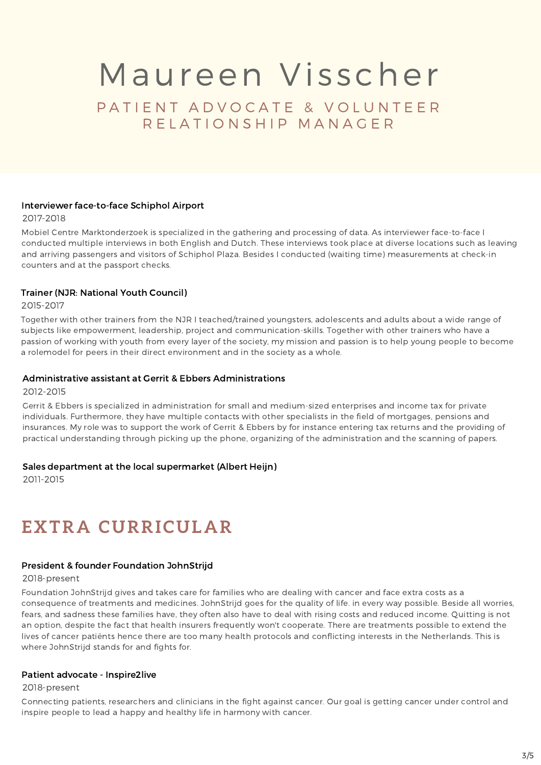# Maureen Visscher

## PATIENT ADVOCATE & VOLUNTEER RELATIONSHIP MANAGER

### Interviewer face-to-face Schiphol Airport

2017-2018

Mobiel Centre Marktonderzoek is specialized in the gathering and processing of data. As interviewer face-to-face I conducted multiple interviews in both English and Dutch. These interviews took place at diverse locations such as leaving and arriving passengers and visitors of Schiphol Plaza. Besides I conducted (waiting time) measurements at check-in counters and at the passport checks.

### Trainer (NJR: National Youth Council)

2015-2017

Together with other trainers from the NJR I teached/trained youngsters, adolescents and adults about a wide range of subjects like empowerment, leadership, project and communication-skills. Together with other trainers who have a passion of working with youth from every layer of the society, my mission and passion is to help young people to become a rolemodel for peers in their direct environment and in the society as a whole.

### Administrative assistant at Gerrit & Ebbers Administrations

2012-2015

Gerrit & Ebbers is specialized in administration for small and medium-sized enterprises and income tax for private individuals. Furthermore, they have multiple contacts with other specialists in the field of mortgages, pensions and insurances. My role was to support the work of Gerrit & Ebbers by for instance entering tax returns and the providing of practical understanding through picking up the phone, organizing of the administration and the scanning of papers.

### Sales department at the local supermarket (Albert Heijn)

2011-2015

## EXTRA CURRICULAR

### President & founder Foundation JohnStrijd

2018-present

Foundation JohnStrijd gives and takes care for families who are dealing with cancer and face extra costs as a consequence of treatments and medicines. JohnStrijd goes for the quality of life. in every way possible. Beside all worries, fears, and sadness these families have, they often also have to deal with rising costs and reduced income. Quitting is not an option, despite the fact that health insurers frequently won't cooperate. There are treatments possible to extend the lives of cancer patiënts hence there are too many health protocols and conflicting interests in the Netherlands. This is where JohnStrijd stands for and fights for.

### Patient advocate - Inspire2live

2018-present

Connecting patients, researchers and clinicians in the fight against cancer. Our goal is getting cancer under control and inspire people to lead a happy and healthy life in harmony with cancer.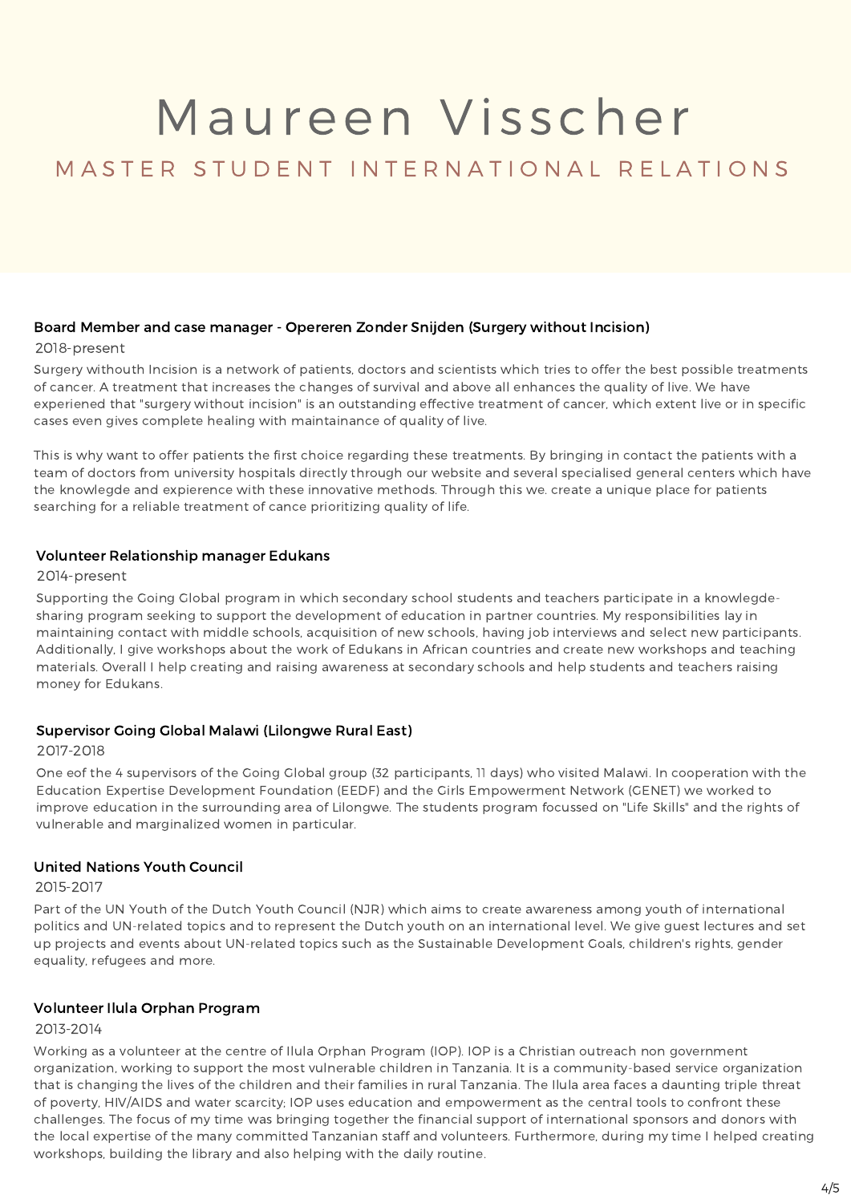# Maureen Visscher

## MASTER STUDENT INTERNATIONAL RELATIONS

### Board Member and case manager - Opereren Zonder Snijden (Surgery without Incision)

2018-present

Surgery withouth Incision is a network of patients, doctors and scientists which tries to offer the best possible treatments of cancer. A treatment that increases the changes of survival and above all enhances the quality of live. We have experienced that "surgery without incision" is an outstanding effective treatment of cancer, which extent live or in specific cases even gives complete healing with maintainance of quality of live.

This is why want to offer patients the first choice regarding these treatments. By bringing in contact the patients with a team of doctors from university hospitals directly through our website and several specialised general centers which have the knowlegde and expierence with these innovative methods. Through this we. create a unique place for patients searching for a reliable treatment of cance prioritizing quality of life.

### Volunteer Relationship manager Edukans

2014-present

Supporting the Going Global program in which secondary school students and teachers participate in a knowlegde-sharing program seeking to support the development of education in partner countries. My responsibilities lay in maintaining contact with middle schools, acquisition of new schools, having job interviews and select new participants. Additionally, I give workshops about the work of Edukans in African countries and create new workshops and teaching materials. Overall I help creating and raising awareness at secondary schools and help students and teachers raising money for Edukans.

### Supervisor Going Global Malawi (Lilongwe Rural East)

2017-2018

One eof the 4 supervisors of the Going Global group (32 participants, 11 days) who visited Malawi. In cooperation with the Education Expertise Development Foundation (EEDF) and the Girls Empowerment Network (GENET) we worked to improve education in the surrounding area of Lilongwe. The students program focussed on "Life Skills" and the rights of vulnerable and marginalized women in particular.

### United Nations Youth Council

2015-2017

Part of the UN Youth of the Dutch Youth Council (NJR) which aims to create awareness among youth of international politics and UN-related topics and to represent the Dutch youth on an international level. We give guest lectures and set up projects and events about UN-related topics such as the Sustainable Development Goals, children's rights, gender equality, refugees and more.

### Volunteer Ilula Orphan Program

2013-2014

Working as a volunteer at the centre of Ilula Orphan Program (IOP). IOP is a Christian outreach non government organization, working to support the most vulnerable children in Tanzania. It is a community-based service organization that is changing the lives of the children and their families in rural Tanzania. The Ilula area faces a daunting triple threat of poverty, HIV/AIDS and water scarcity; IOP uses education and empowerment as the central tools to confront these challenges. The focus of my time was bringing together the financial support of international sponsors and donors with the local expertise of the many committed Tanzanian staff and volunteers. Furthermore, during my time I helped creating workshops, building the library and also helping with the daily routine.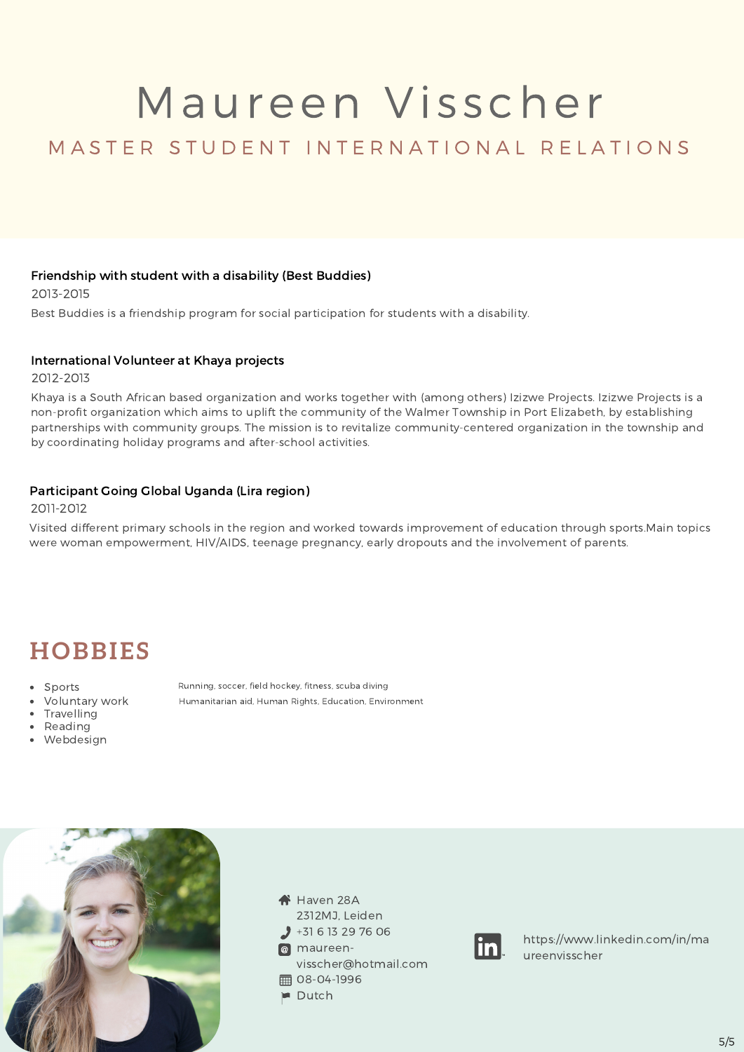# Maureen Visscher

## MASTER STUDENT INTERNATIONAL RELATIONS

**Friendship with student with a disability (Best Buddies)**
2013-2015
Best Buddies is a friendship program for social participation for students with a disability.

**International Volunteer at Khaya projects**
2012-2013
Khaya is a South African based organization and works together with (among others) Izizwe Projects. Izizwe Projects is a non-profit organization which aims to uplift the community of the Walmer Township in Port Elizabeth, by establishing partnerships with community groups. The mission is to revitalize community-centered organization in the township and by coordinating holiday programs and after-school activities.

**Participant Going Global Uganda (Lira region)**
2011-2012
Visited different primary schools in the region and worked towards improvement of education through sports.Main topics were woman empowerment, HIV/AIDS, teenage pregnancy, early dropouts and the involvement of parents.

## HOBBIES

- Sports — Running, soccer, field hockey, fitness, scuba diving
- Voluntary work — Humanitarian aid, Human Rights, Education, Environment
- Travelling
- Reading
- Webdesign

Haven 28A
2312MJ, Leiden
+31 6 13 29 76 06
maureen-visscher@hotmail.com
08-04-1996
Dutch

https://www.linkedin.com/in/maureenvisscher